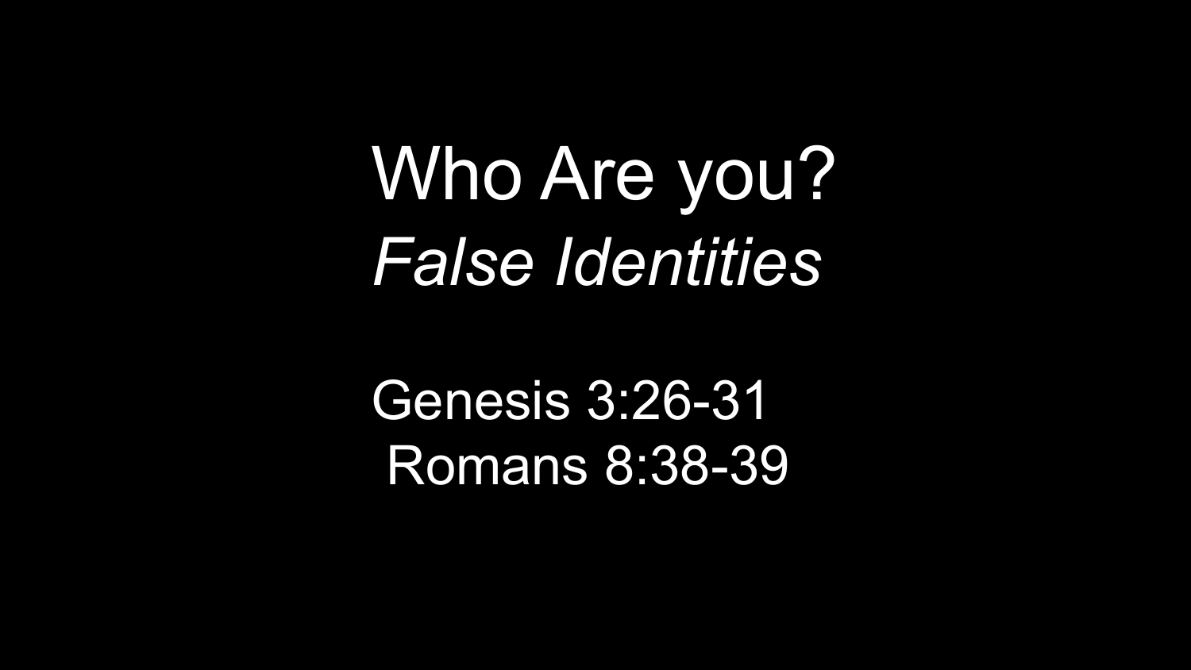# Who Are you?

## *False Identities*

Genesis 3:26-31

Romans 8:38-39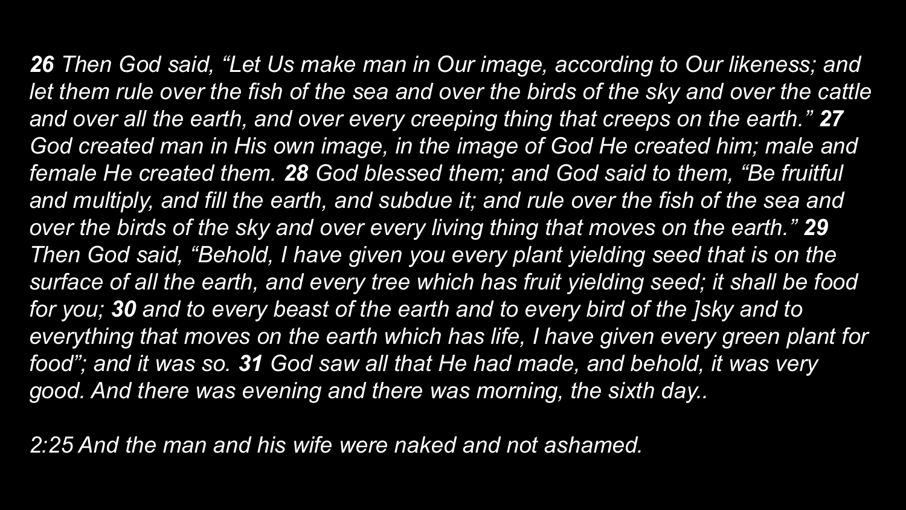***26** Then God said, "Let Us make man in Our image, according to Our likeness; and let them rule over the fish of the sea and over the birds of the sky and over the cattle and over all the earth, and over every creeping thing that creeps on the earth." **27** God created man in His own image, in the image of God He created him; male and female He created them. **28** God blessed them; and God said to them, "Be fruitful and multiply, and fill the earth, and subdue it; and rule over the fish of the sea and over the birds of the sky and over every living thing that moves on the earth." **29** Then God said, "Behold, I have given you every plant yielding seed that is on the surface of all the earth, and every tree which has fruit yielding seed; it shall be food for you; **30** and to every beast of the earth and to every bird of the ]sky and to everything that moves on the earth which has life, I have given every green plant for food"; and it was so. **31** God saw all that He had made, and behold, it was very good. And there was evening and there was morning, the sixth day..*

*2:25 And the man and his wife were naked and not ashamed.*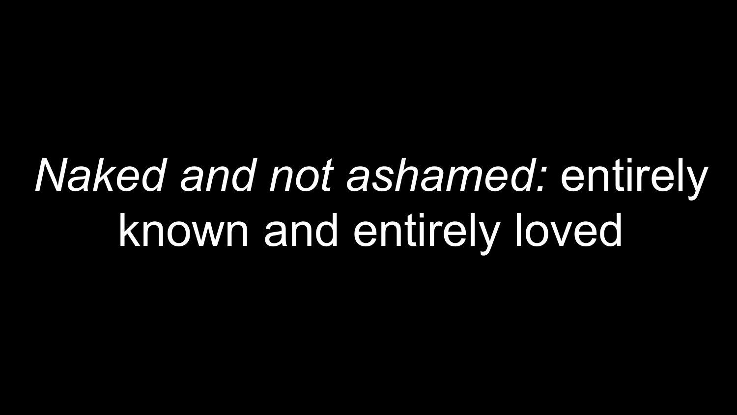*Naked and not ashamed:* entirely known and entirely loved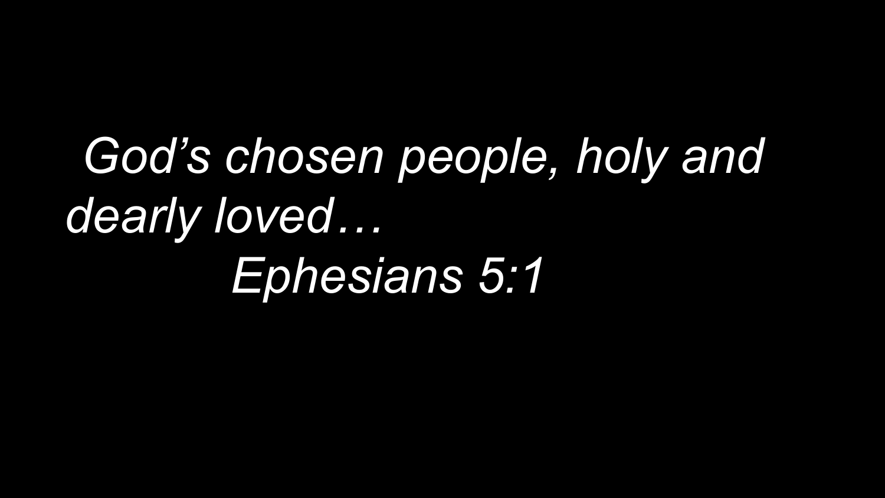*God's chosen people, holy and dearly loved…*

*Ephesians 5:1*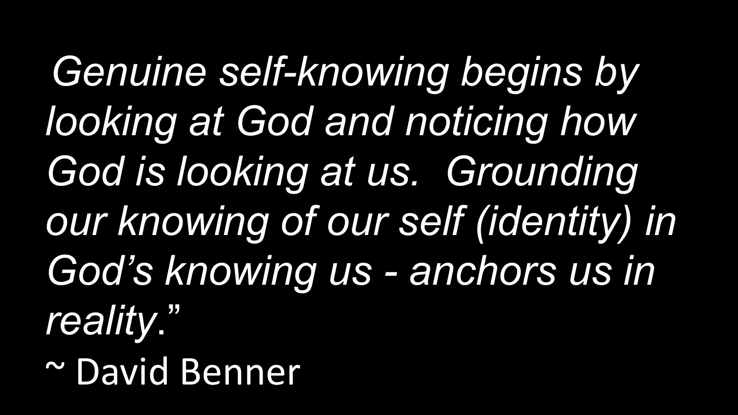*Genuine self-knowing begins by looking at God and noticing how God is looking at us. Grounding our knowing of our self (identity) in God's knowing us - anchors us in reality*."

~ David Benner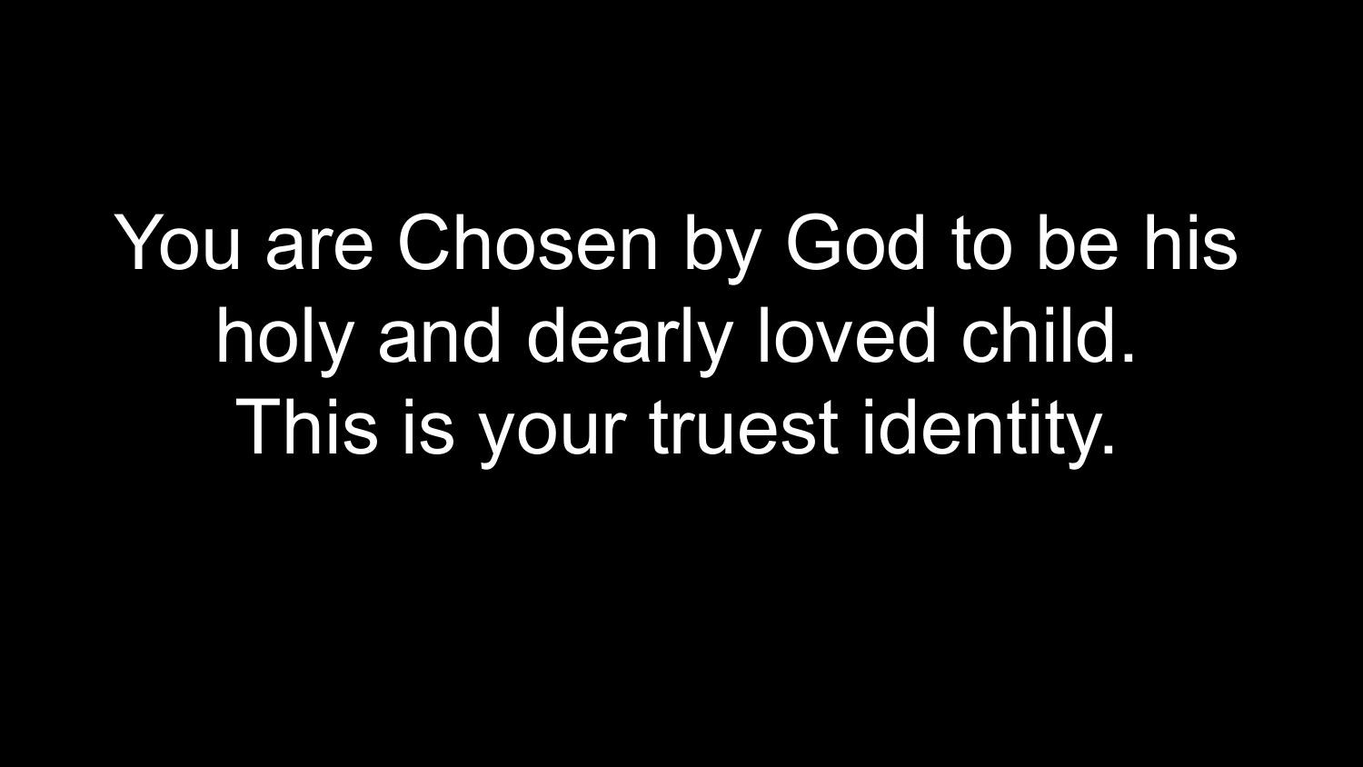You are Chosen by God to be his holy and dearly loved child. This is your truest identity.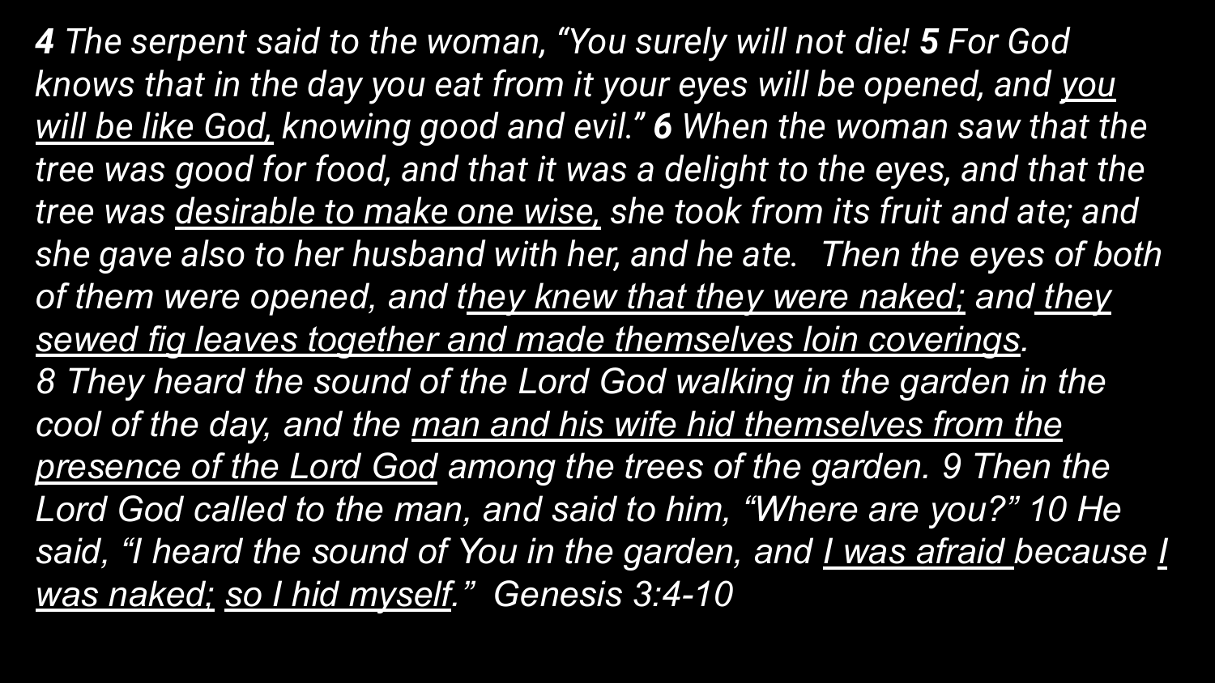***4** The serpent said to the woman, "You surely will not die! **5** For God knows that in the day you eat from it your eyes will be opened, and <u>you will be like God,</u> knowing good and evil." **6** When the woman saw that the tree was good for food, and that it was a delight to the eyes, and that the tree was <u>desirable to make one wise,</u> she took from its fruit and ate; and she gave also to her husband with her, and he ate. Then the eyes of both of them were opened, and t<u>hey knew that they were naked;</u> and<u> they sewed fig leaves together and made themselves loin coverings</u>. 8 They heard the sound of the Lord God walking in the garden in the cool of the day, and the <u>man and his wife hid themselves from the presence of the Lord God</u> among the trees of the garden. 9 Then the Lord God called to the man, and said to him, "Where are you?" 10 He said, "I heard the sound of You in the garden, and <u>I was afraid </u>because <u>I was naked;</u> <u>so I hid myself</u>." Genesis 3:4-10*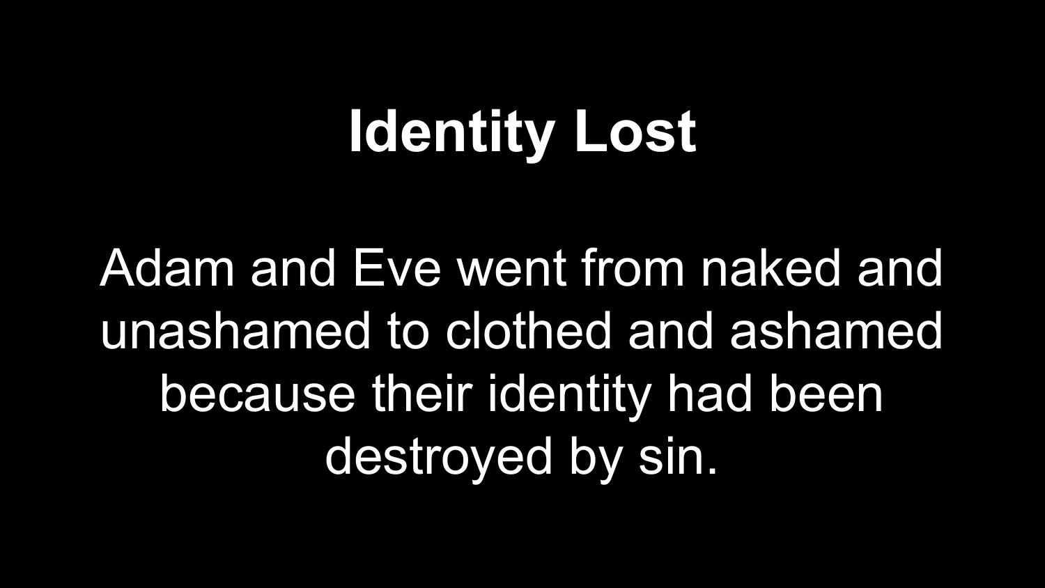# Identity Lost

Adam and Eve went from naked and unashamed to clothed and ashamed because their identity had been destroyed by sin.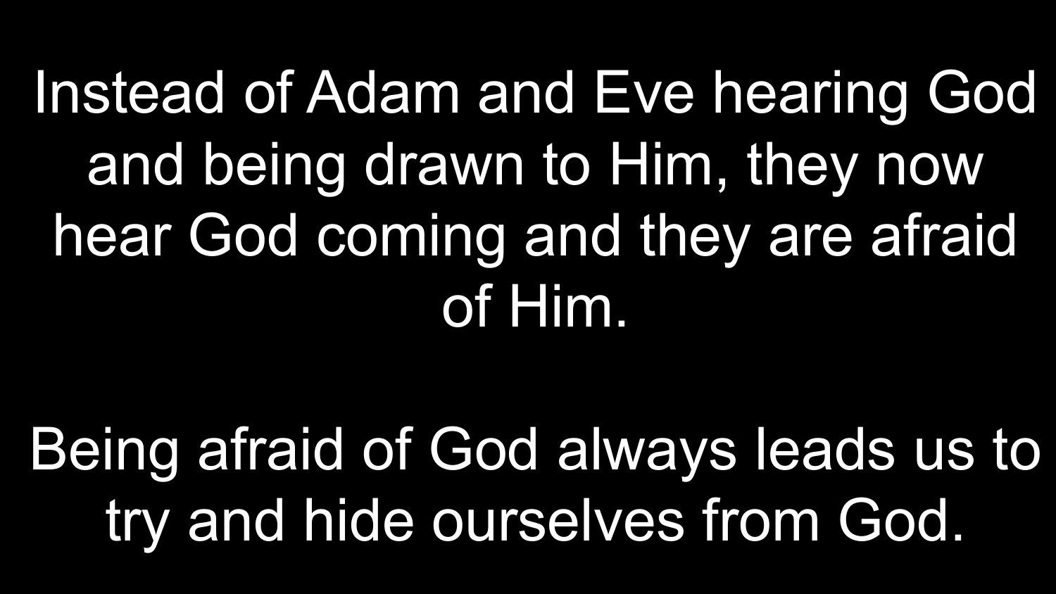Instead of Adam and Eve hearing God and being drawn to Him, they now hear God coming and they are afraid of Him.

Being afraid of God always leads us to try and hide ourselves from God.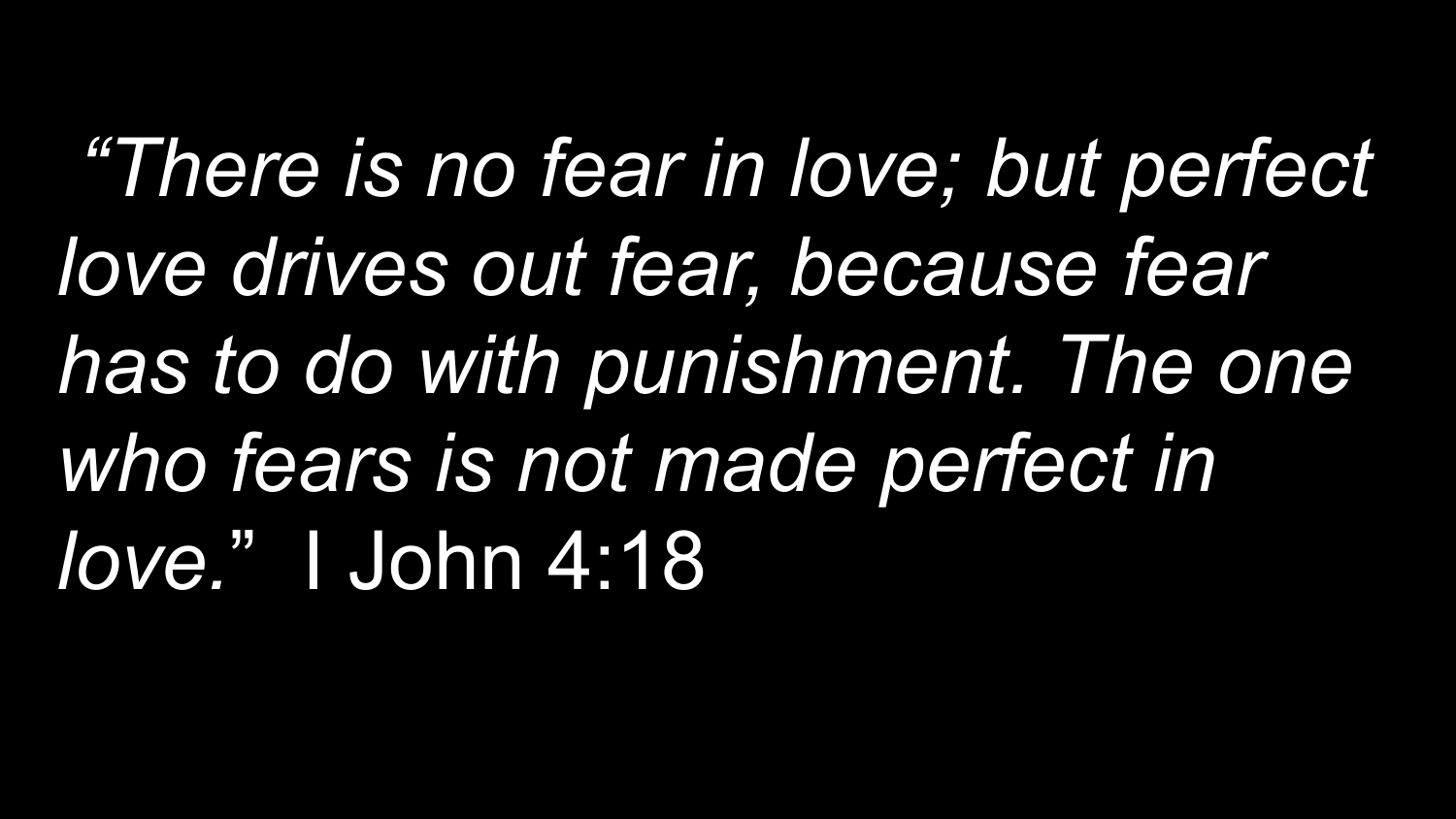*“There is no fear in love; but perfect love drives out fear, because fear has to do with punishment. The one who fears is not made perfect in love.”* I John 4:18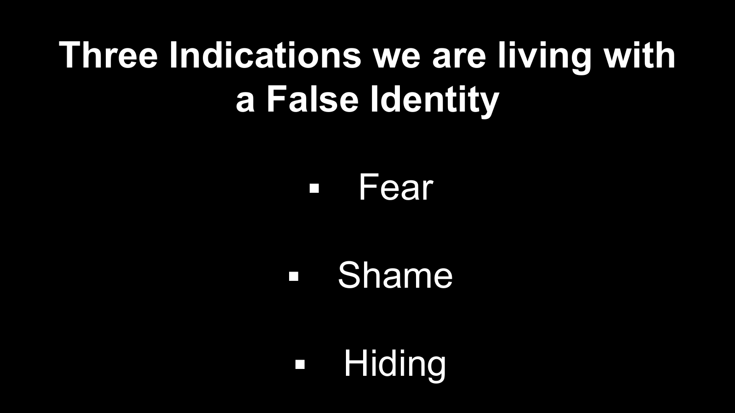# Three Indications we are living with a False Identity

- Fear
- Shame
- Hiding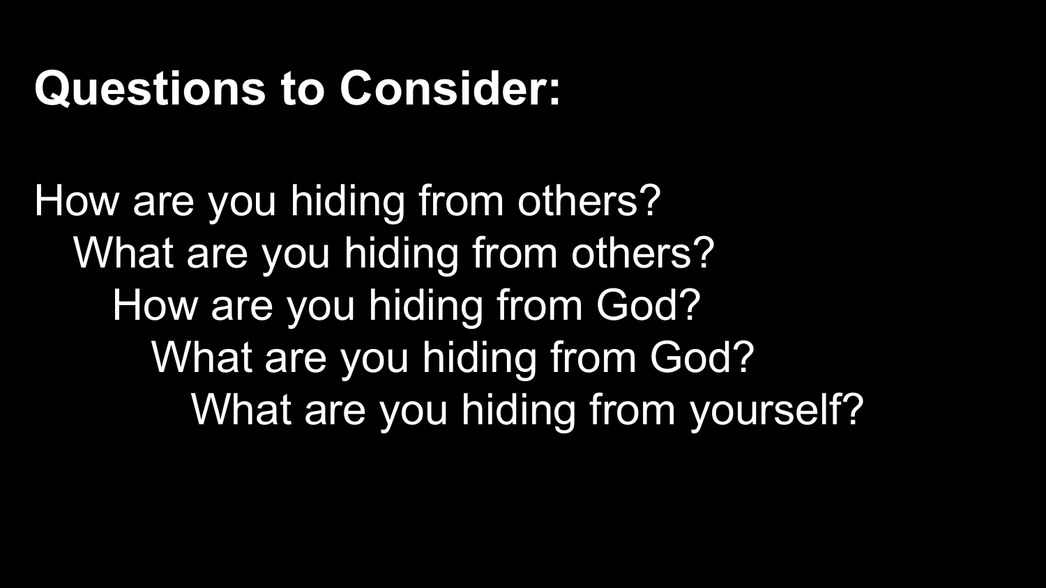# Questions to Consider:

How are you hiding from others?
What are you hiding from others?
How are you hiding from God?
What are you hiding from God?
What are you hiding from yourself?